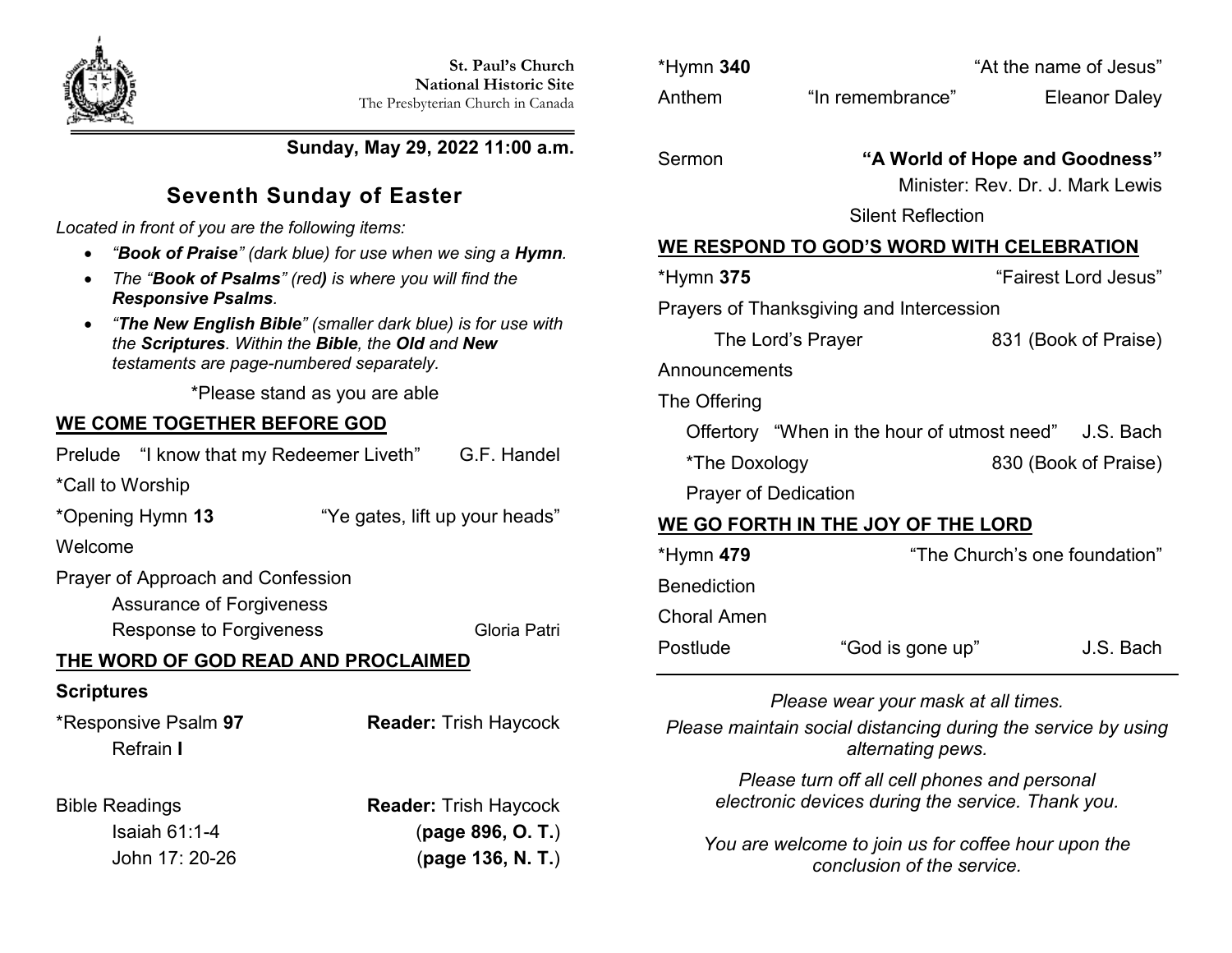**St. Paul's Church**
**National Historic Site**
The Presbyterian Church in Canada

**Sunday, May 29, 2022 11:00 a.m.**

# Seventh Sunday of Easter

*Located in front of you are the following items:*

- *"**Book of Praise**" (dark blue) for use when we sing a **Hymn**.*
- *The "**Book of Psalms**" (red) is where you will find the **Responsive Psalms**.*
- *"**The New English Bible**" (smaller dark blue) is for use with the **Scriptures**. Within the **Bible**, the **Old** and **New** testaments are page-numbered separately.*

*Please stand as you are able

## WE COME TOGETHER BEFORE GOD

Prelude "I know that my Redeemer Liveth" G.F. Handel

*Call to Worship

*Opening Hymn **13** "Ye gates, lift up your heads"

Welcome

Prayer of Approach and Confession

Assurance of Forgiveness

Response to Forgiveness Gloria Patri

## THE WORD OF GOD READ AND PROCLAIMED

**Scriptures**

*Responsive Psalm **97** **Reader:** Trish Haycock

Refrain **I**

Bible Readings **Reader:** Trish Haycock

Isaiah 61:1-4 (**page 896, O. T.**)

John 17: 20-26 (**page 136, N. T.**)

*Hymn **340** "At the name of Jesus"

Anthem "In remembrance" Eleanor Daley

Sermon **"A World of Hope and Goodness"**

Minister: Rev. Dr. J. Mark Lewis

Silent Reflection

## WE RESPOND TO GOD'S WORD WITH CELEBRATION

*Hymn **375** "Fairest Lord Jesus"

Prayers of Thanksgiving and Intercession

The Lord's Prayer 831 (Book of Praise)

Announcements

The Offering

Offertory "When in the hour of utmost need" J.S. Bach

*The Doxology 830 (Book of Praise)

Prayer of Dedication

## WE GO FORTH IN THE JOY OF THE LORD

*Hymn **479** "The Church's one foundation"

Benediction

Choral Amen

Postlude "God is gone up" J.S. Bach

---

*Please wear your mask at all times.*

*Please maintain social distancing during the service by using alternating pews.*

*Please turn off all cell phones and personal electronic devices during the service. Thank you.*

*You are welcome to join us for coffee hour upon the conclusion of the service.*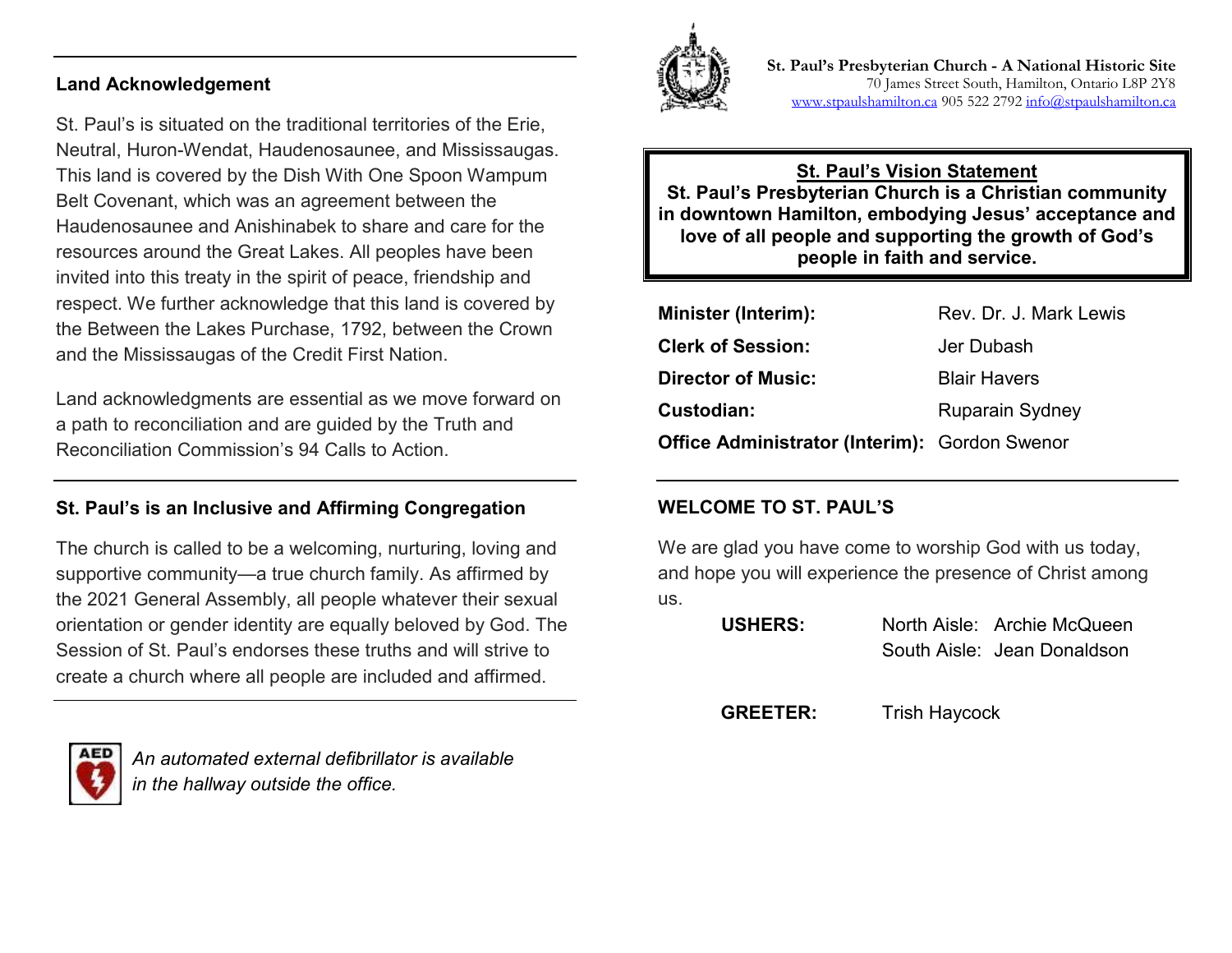## Land Acknowledgement

St. Paul's is situated on the traditional territories of the Erie, Neutral, Huron-Wendat, Haudenosaunee, and Mississaugas. This land is covered by the Dish With One Spoon Wampum Belt Covenant, which was an agreement between the Haudenosaunee and Anishinabek to share and care for the resources around the Great Lakes. All peoples have been invited into this treaty in the spirit of peace, friendship and respect. We further acknowledge that this land is covered by the Between the Lakes Purchase, 1792, between the Crown and the Mississaugas of the Credit First Nation.

Land acknowledgments are essential as we move forward on a path to reconciliation and are guided by the Truth and Reconciliation Commission's 94 Calls to Action.

## St. Paul's is an Inclusive and Affirming Congregation

The church is called to be a welcoming, nurturing, loving and supportive community—a true church family. As affirmed by the 2021 General Assembly, all people whatever their sexual orientation or gender identity are equally beloved by God. The Session of St. Paul's endorses these truths and will strive to create a church where all people are included and affirmed.

*An automated external defibrillator is available in the hallway outside the office.*

**St. Paul's Presbyterian Church - A National Historic Site**
70 James Street South, Hamilton, Ontario L8P 2Y8
www.stpaulshamilton.ca 905 522 2792 info@stpaulshamilton.ca

**St. Paul's Vision Statement**
**St. Paul's Presbyterian Church is a Christian community in downtown Hamilton, embodying Jesus' acceptance and love of all people and supporting the growth of God's people in faith and service.**

| | |
|---|---|
| **Minister (Interim):** | Rev. Dr. J. Mark Lewis |
| **Clerk of Session:** | Jer Dubash |
| **Director of Music:** | Blair Havers |
| **Custodian:** | Ruparain Sydney |
| **Office Administrator (Interim):** | Gordon Swenor |

## WELCOME TO ST. PAUL'S

We are glad you have come to worship God with us today, and hope you will experience the presence of Christ among us.

**USHERS:** North Aisle: Archie McQueen
South Aisle: Jean Donaldson

**GREETER:** Trish Haycock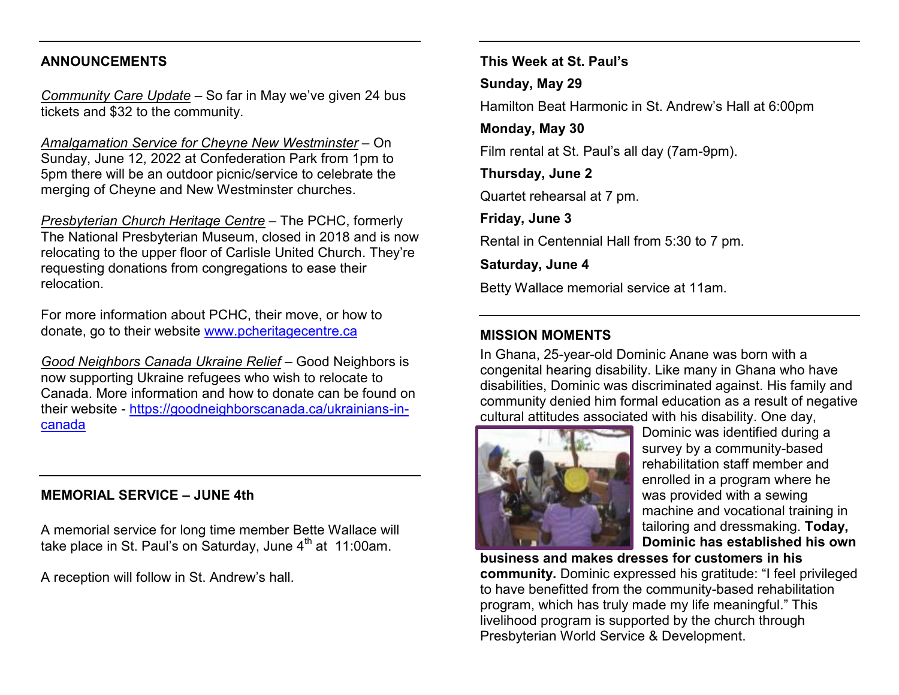## ANNOUNCEMENTS

*Community Care Update* – So far in May we've given 24 bus tickets and $32 to the community.

*Amalgamation Service for Cheyne New Westminster* – On Sunday, June 12, 2022 at Confederation Park from 1pm to 5pm there will be an outdoor picnic/service to celebrate the merging of Cheyne and New Westminster churches.

*Presbyterian Church Heritage Centre* – The PCHC, formerly The National Presbyterian Museum, closed in 2018 and is now relocating to the upper floor of Carlisle United Church. They're requesting donations from congregations to ease their relocation.

For more information about PCHC, their move, or how to donate, go to their website www.pcheritagecentre.ca

*Good Neighbors Canada Ukraine Relief* – Good Neighbors is now supporting Ukraine refugees who wish to relocate to Canada. More information and how to donate can be found on their website - https://goodneighborscanada.ca/ukrainians-in-canada

## MEMORIAL SERVICE – JUNE 4th

A memorial service for long time member Bette Wallace will take place in St. Paul's on Saturday, June 4th at 11:00am.

A reception will follow in St. Andrew's hall.

## This Week at St. Paul's

**Sunday, May 29**

Hamilton Beat Harmonic in St. Andrew's Hall at 6:00pm

**Monday, May 30**

Film rental at St. Paul's all day (7am-9pm).

**Thursday, June 2**

Quartet rehearsal at 7 pm.

**Friday, June 3**

Rental in Centennial Hall from 5:30 to 7 pm.

**Saturday, June 4**

Betty Wallace memorial service at 11am.

## MISSION MOMENTS

In Ghana, 25-year-old Dominic Anane was born with a congenital hearing disability. Like many in Ghana who have disabilities, Dominic was discriminated against. His family and community denied him formal education as a result of negative cultural attitudes associated with his disability. One day, Dominic was identified during a survey by a community-based rehabilitation staff member and enrolled in a program where he was provided with a sewing machine and vocational training in tailoring and dressmaking. **Today, Dominic has established his own business and makes dresses for customers in his community.** Dominic expressed his gratitude: "I feel privileged to have benefitted from the community-based rehabilitation program, which has truly made my life meaningful." This livelihood program is supported by the church through Presbyterian World Service & Development.